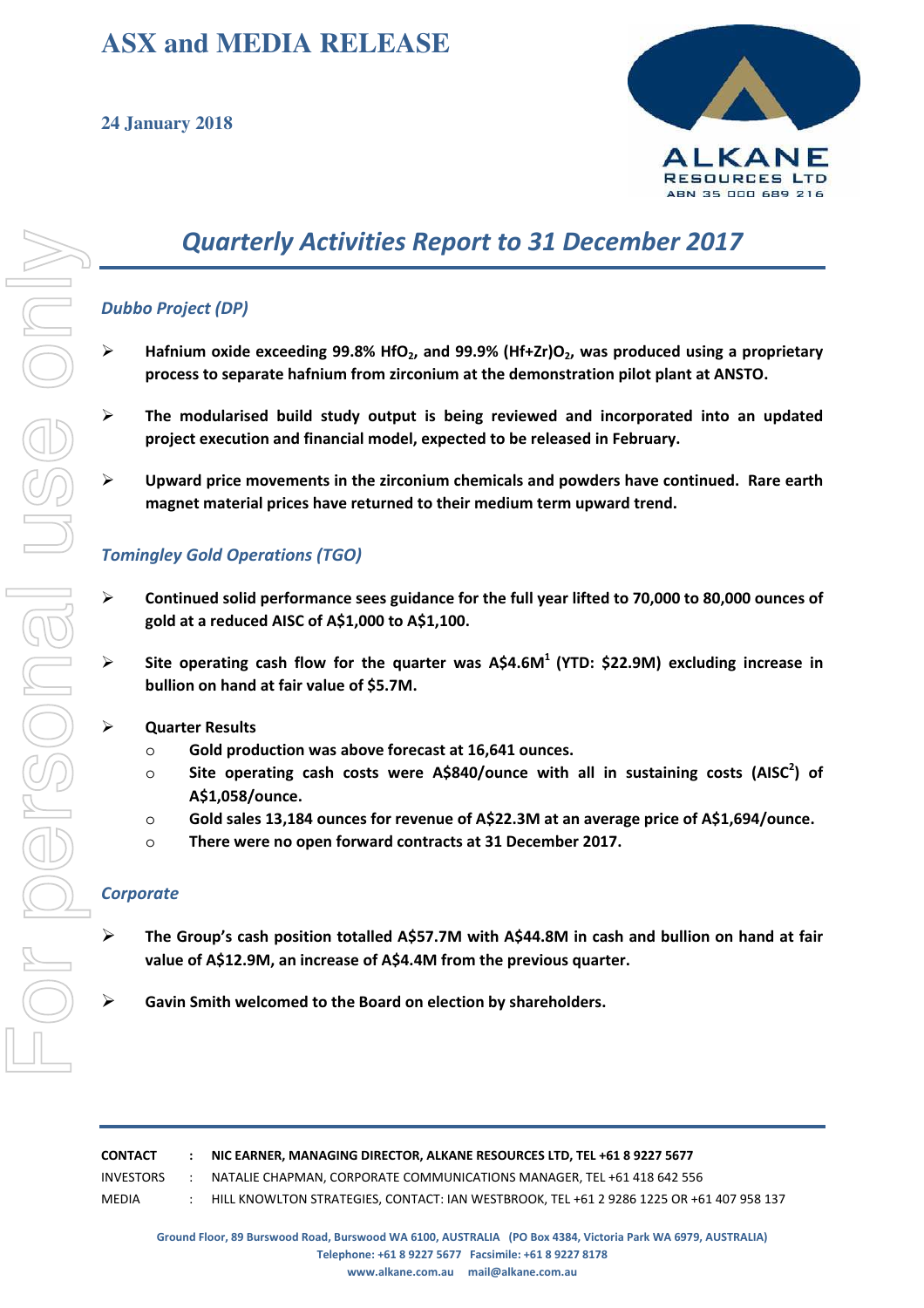# ASX and MEDIA RELEASE

**24 January 2018**

ALKANE RESOURCES LTD
ABN 35 000 689 216

## *Quarterly Activities Report to 31 December 2017*

### *Dubbo Project (DP)*

- **Hafnium oxide exceeding 99.8% $HfO_2$, and 99.9% $(Hf+Zr)O_2$, was produced using a proprietary process to separate hafnium from zirconium at the demonstration pilot plant at ANSTO.**
- **The modularised build study output is being reviewed and incorporated into an updated project execution and financial model, expected to be released in February.**
- **Upward price movements in the zirconium chemicals and powders have continued. Rare earth magnet material prices have returned to their medium term upward trend.**

### *Tomingley Gold Operations (TGO)*

- **Continued solid performance sees guidance for the full year lifted to 70,000 to 80,000 ounces of gold at a reduced AISC of A$1,000 to A$1,100.**
- **Site operating cash flow for the quarter was A$4.6M[1] (YTD: $22.9M) excluding increase in bullion on hand at fair value of $5.7M.**
- **Quarter Results**
  - **Gold production was above forecast at 16,641 ounces.**
  - **Site operating cash costs were A$840/ounce with all in sustaining costs (AISC[2]) of A$1,058/ounce.**
  - **Gold sales 13,184 ounces for revenue of A$22.3M at an average price of A$1,694/ounce.**
  - **There were no open forward contracts at 31 December 2017.**

### *Corporate*

- **The Group's cash position totalled A$57.7M with A$44.8M in cash and bullion on hand at fair value of A$12.9M, an increase of A$4.4M from the previous quarter.**
- **Gavin Smith welcomed to the Board on election by shareholders.**

---

| | | |
|---|---|---|
| **CONTACT** | **:** | **NIC EARNER, MANAGING DIRECTOR, ALKANE RESOURCES LTD, TEL +61 8 9227 5677** |
| INVESTORS | : | NATALIE CHAPMAN, CORPORATE COMMUNICATIONS MANAGER, TEL +61 418 642 556 |
| MEDIA | : | HILL KNOWLTON STRATEGIES, CONTACT: IAN WESTBROOK, TEL +61 2 9286 1225 OR +61 407 958 137 |

**Ground Floor, 89 Burswood Road, Burswood WA 6100, AUSTRALIA (PO Box 4384, Victoria Park WA 6979, AUSTRALIA)**
**Telephone: +61 8 9227 5677 Facsimile: +61 8 9227 8178**
**www.alkane.com.au mail@alkane.com.au**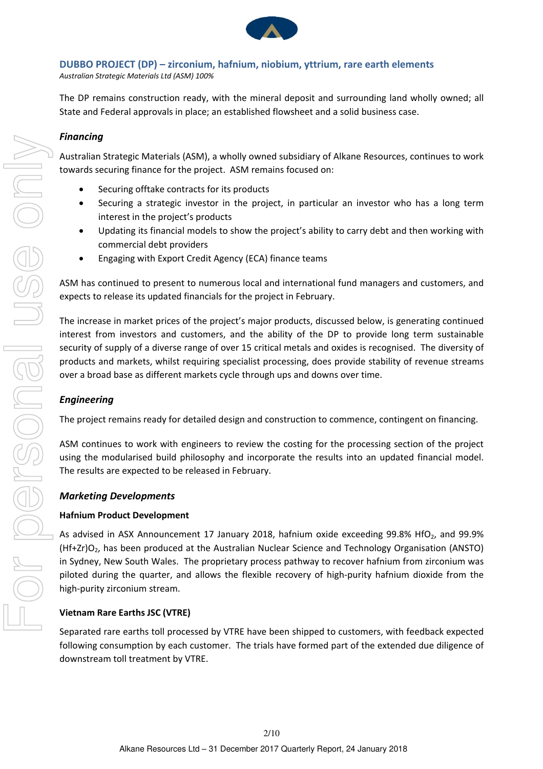## DUBBO PROJECT (DP) – zirconium, hafnium, niobium, yttrium, rare earth elements

*Australian Strategic Materials Ltd (ASM) 100%*

The DP remains construction ready, with the mineral deposit and surrounding land wholly owned; all State and Federal approvals in place; an established flowsheet and a solid business case.

### *Financing*

Australian Strategic Materials (ASM), a wholly owned subsidiary of Alkane Resources, continues to work towards securing finance for the project. ASM remains focused on:

- Securing offtake contracts for its products
- Securing a strategic investor in the project, in particular an investor who has a long term interest in the project's products
- Updating its financial models to show the project's ability to carry debt and then working with commercial debt providers
- Engaging with Export Credit Agency (ECA) finance teams

ASM has continued to present to numerous local and international fund managers and customers, and expects to release its updated financials for the project in February.

The increase in market prices of the project's major products, discussed below, is generating continued interest from investors and customers, and the ability of the DP to provide long term sustainable security of supply of a diverse range of over 15 critical metals and oxides is recognised. The diversity of products and markets, whilst requiring specialist processing, does provide stability of revenue streams over a broad base as different markets cycle through ups and downs over time.

### *Engineering*

The project remains ready for detailed design and construction to commence, contingent on financing.

ASM continues to work with engineers to review the costing for the processing section of the project using the modularised build philosophy and incorporate the results into an updated financial model. The results are expected to be released in February.

### *Marketing Developments*

**Hafnium Product Development**

As advised in ASX Announcement 17 January 2018, hafnium oxide exceeding 99.8% $HfO_2$, and 99.9% $(Hf+Zr)O_2$, has been produced at the Australian Nuclear Science and Technology Organisation (ANSTO) in Sydney, New South Wales. The proprietary process pathway to recover hafnium from zirconium was piloted during the quarter, and allows the flexible recovery of high-purity hafnium dioxide from the high-purity zirconium stream.

**Vietnam Rare Earths JSC (VTRE)**

Separated rare earths toll processed by VTRE have been shipped to customers, with feedback expected following consumption by each customer. The trials have formed part of the extended due diligence of downstream toll treatment by VTRE.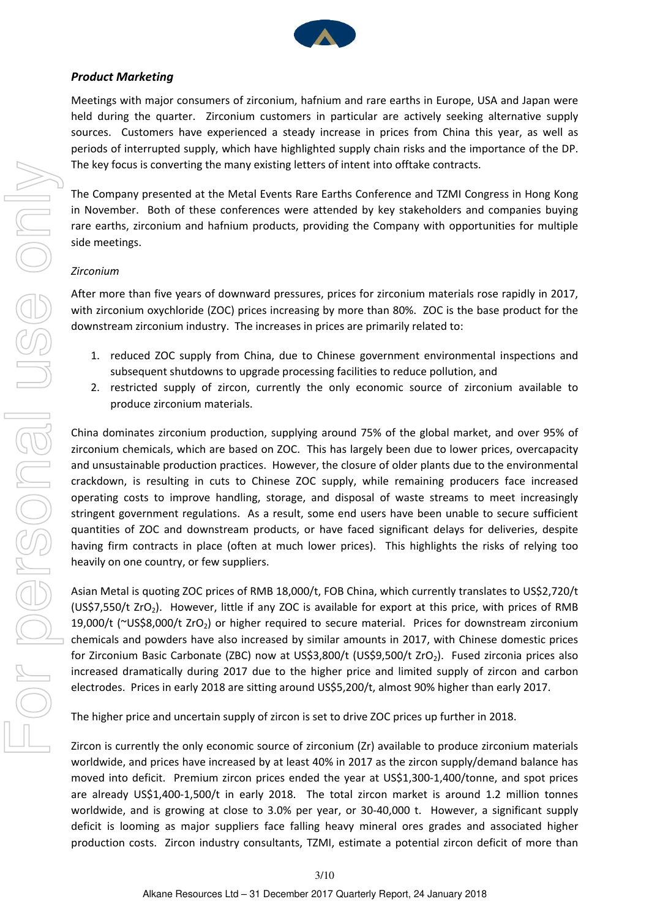***Product Marketing***

Meetings with major consumers of zirconium, hafnium and rare earths in Europe, USA and Japan were held during the quarter. Zirconium customers in particular are actively seeking alternative supply sources. Customers have experienced a steady increase in prices from China this year, as well as periods of interrupted supply, which have highlighted supply chain risks and the importance of the DP. The key focus is converting the many existing letters of intent into offtake contracts.

The Company presented at the Metal Events Rare Earths Conference and TZMI Congress in Hong Kong in November. Both of these conferences were attended by key stakeholders and companies buying rare earths, zirconium and hafnium products, providing the Company with opportunities for multiple side meetings.

*Zirconium*

After more than five years of downward pressures, prices for zirconium materials rose rapidly in 2017, with zirconium oxychloride (ZOC) prices increasing by more than 80%. ZOC is the base product for the downstream zirconium industry. The increases in prices are primarily related to:

1. reduced ZOC supply from China, due to Chinese government environmental inspections and subsequent shutdowns to upgrade processing facilities to reduce pollution, and
2. restricted supply of zircon, currently the only economic source of zirconium available to produce zirconium materials.

China dominates zirconium production, supplying around 75% of the global market, and over 95% of zirconium chemicals, which are based on ZOC. This has largely been due to lower prices, overcapacity and unsustainable production practices. However, the closure of older plants due to the environmental crackdown, is resulting in cuts to Chinese ZOC supply, while remaining producers face increased operating costs to improve handling, storage, and disposal of waste streams to meet increasingly stringent government regulations. As a result, some end users have been unable to secure sufficient quantities of ZOC and downstream products, or have faced significant delays for deliveries, despite having firm contracts in place (often at much lower prices). This highlights the risks of relying too heavily on one country, or few suppliers.

Asian Metal is quoting ZOC prices of RMB 18,000/t, FOB China, which currently translates to US$2,720/t (US$7,550/t $ZrO_2$). However, little if any ZOC is available for export at this price, with prices of RMB 19,000/t (~US$8,000/t $ZrO_2$) or higher required to secure material. Prices for downstream zirconium chemicals and powders have also increased by similar amounts in 2017, with Chinese domestic prices for Zirconium Basic Carbonate (ZBC) now at US$3,800/t (US$9,500/t $ZrO_2$). Fused zirconia prices also increased dramatically during 2017 due to the higher price and limited supply of zircon and carbon electrodes. Prices in early 2018 are sitting around US$5,200/t, almost 90% higher than early 2017.

The higher price and uncertain supply of zircon is set to drive ZOC prices up further in 2018.

Zircon is currently the only economic source of zirconium (Zr) available to produce zirconium materials worldwide, and prices have increased by at least 40% in 2017 as the zircon supply/demand balance has moved into deficit. Premium zircon prices ended the year at US$1,300-1,400/tonne, and spot prices are already US$1,400-1,500/t in early 2018. The total zircon market is around 1.2 million tonnes worldwide, and is growing at close to 3.0% per year, or 30-40,000 t. However, a significant supply deficit is looming as major suppliers face falling heavy mineral ores grades and associated higher production costs. Zircon industry consultants, TZMI, estimate a potential zircon deficit of more than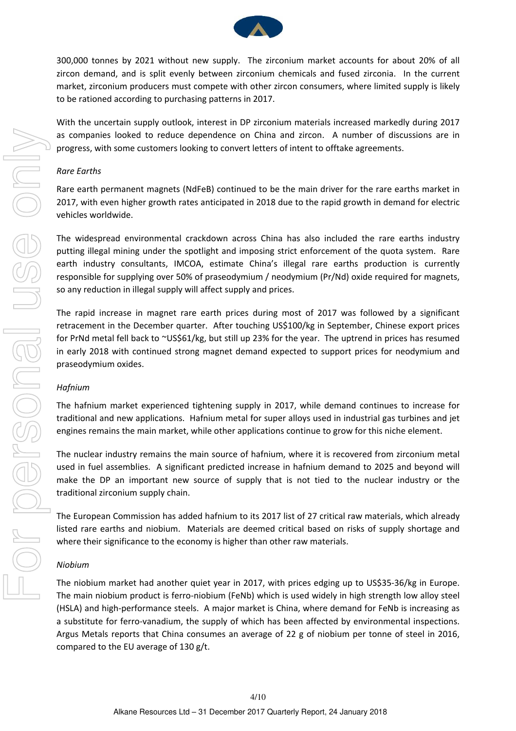300,000 tonnes by 2021 without new supply. The zirconium market accounts for about 20% of all zircon demand, and is split evenly between zirconium chemicals and fused zirconia. In the current market, zirconium producers must compete with other zircon consumers, where limited supply is likely to be rationed according to purchasing patterns in 2017.

With the uncertain supply outlook, interest in DP zirconium materials increased markedly during 2017 as companies looked to reduce dependence on China and zircon. A number of discussions are in progress, with some customers looking to convert letters of intent to offtake agreements.

*Rare Earths*

Rare earth permanent magnets (NdFeB) continued to be the main driver for the rare earths market in 2017, with even higher growth rates anticipated in 2018 due to the rapid growth in demand for electric vehicles worldwide.

The widespread environmental crackdown across China has also included the rare earths industry putting illegal mining under the spotlight and imposing strict enforcement of the quota system. Rare earth industry consultants, IMCOA, estimate China's illegal rare earths production is currently responsible for supplying over 50% of praseodymium / neodymium (Pr/Nd) oxide required for magnets, so any reduction in illegal supply will affect supply and prices.

The rapid increase in magnet rare earth prices during most of 2017 was followed by a significant retracement in the December quarter. After touching US$100/kg in September, Chinese export prices for PrNd metal fell back to ~US$61/kg, but still up 23% for the year. The uptrend in prices has resumed in early 2018 with continued strong magnet demand expected to support prices for neodymium and praseodymium oxides.

*Hafnium*

The hafnium market experienced tightening supply in 2017, while demand continues to increase for traditional and new applications. Hafnium metal for super alloys used in industrial gas turbines and jet engines remains the main market, while other applications continue to grow for this niche element.

The nuclear industry remains the main source of hafnium, where it is recovered from zirconium metal used in fuel assemblies. A significant predicted increase in hafnium demand to 2025 and beyond will make the DP an important new source of supply that is not tied to the nuclear industry or the traditional zirconium supply chain.

The European Commission has added hafnium to its 2017 list of 27 critical raw materials, which already listed rare earths and niobium. Materials are deemed critical based on risks of supply shortage and where their significance to the economy is higher than other raw materials.

*Niobium*

The niobium market had another quiet year in 2017, with prices edging up to US$35-36/kg in Europe. The main niobium product is ferro-niobium (FeNb) which is used widely in high strength low alloy steel (HSLA) and high-performance steels. A major market is China, where demand for FeNb is increasing as a substitute for ferro-vanadium, the supply of which has been affected by environmental inspections. Argus Metals reports that China consumes an average of 22 g of niobium per tonne of steel in 2016, compared to the EU average of 130 g/t.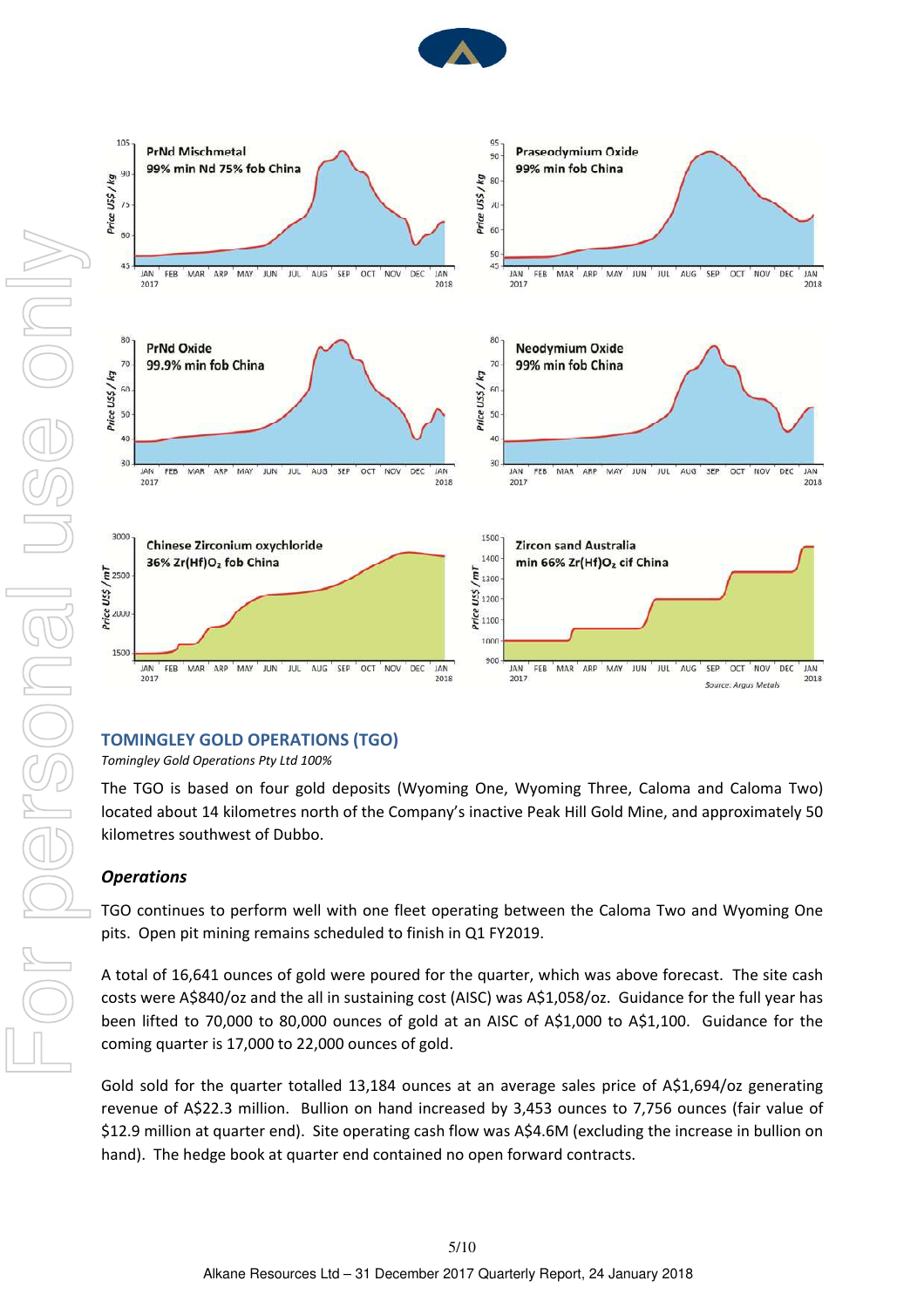PrNd Mischmetal
99% min Nd 75% fob China

Praseodymium Oxide
99% min fob China

PrNd Oxide
99.9% min fob China

Neodymium Oxide
99% min fob China

Chinese Zirconium oxychloride
36% $Zr(Hf)O_2$ fob China

Zircon sand Australia
min 66% $Zr(Hf)O_2$ cif China

Source: Argus Metals

## TOMINGLEY GOLD OPERATIONS (TGO)

*Tomingley Gold Operations Pty Ltd 100%*

The TGO is based on four gold deposits (Wyoming One, Wyoming Three, Caloma and Caloma Two) located about 14 kilometres north of the Company's inactive Peak Hill Gold Mine, and approximately 50 kilometres southwest of Dubbo.

### *Operations*

TGO continues to perform well with one fleet operating between the Caloma Two and Wyoming One pits. Open pit mining remains scheduled to finish in Q1 FY2019.

A total of 16,641 ounces of gold were poured for the quarter, which was above forecast. The site cash costs were A$840/oz and the all in sustaining cost (AISC) was A$1,058/oz. Guidance for the full year has been lifted to 70,000 to 80,000 ounces of gold at an AISC of A$1,000 to A$1,100. Guidance for the coming quarter is 17,000 to 22,000 ounces of gold.

Gold sold for the quarter totalled 13,184 ounces at an average sales price of A$1,694/oz generating revenue of A$22.3 million. Bullion on hand increased by 3,453 ounces to 7,756 ounces (fair value of $12.9 million at quarter end). Site operating cash flow was A$4.6M (excluding the increase in bullion on hand). The hedge book at quarter end contained no open forward contracts.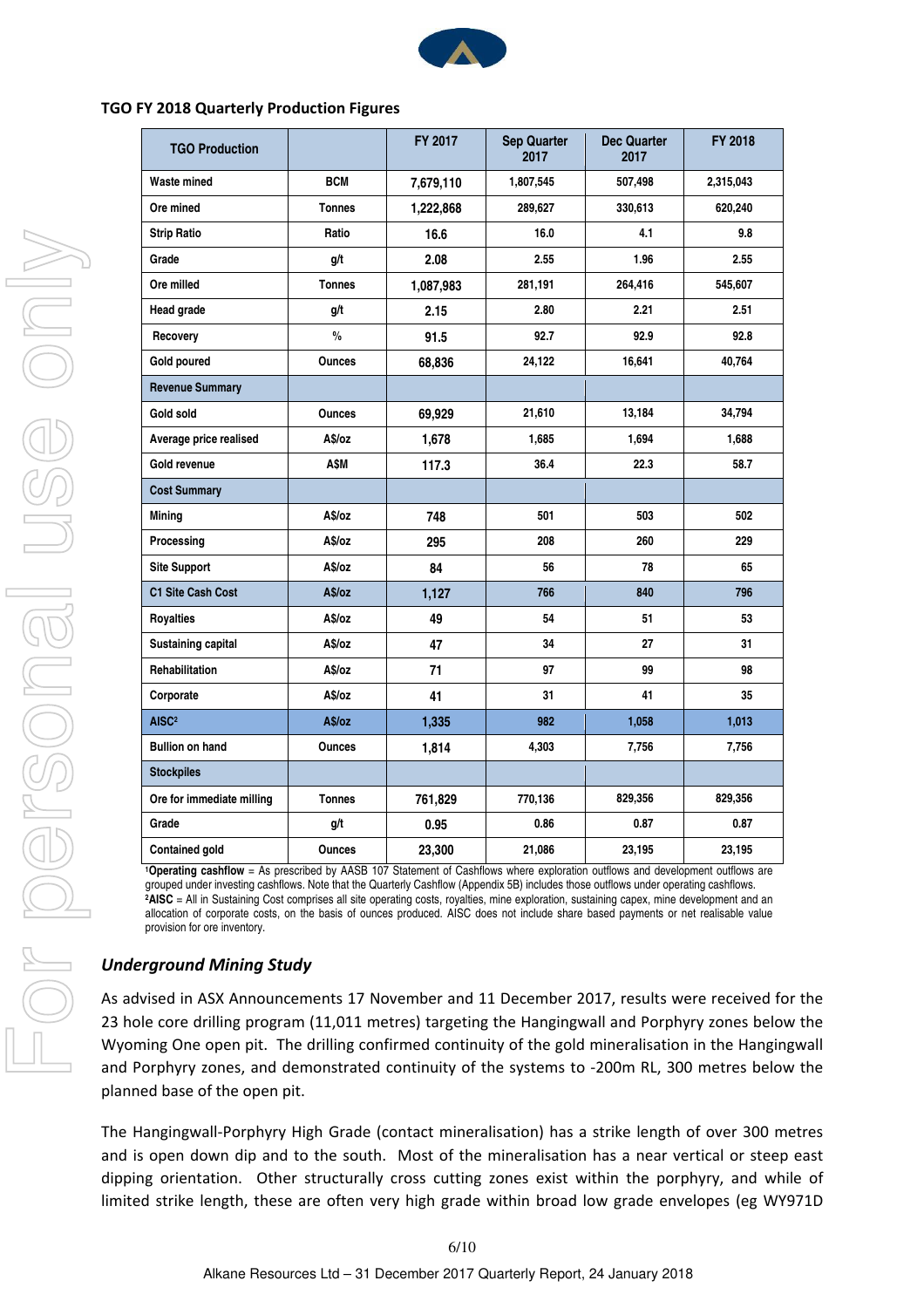**TGO FY 2018 Quarterly Production Figures**

| TGO Production | | FY 2017 | Sep Quarter 2017 | Dec Quarter 2017 | FY 2018 |
|---|---|---|---|---|---|
| Waste mined | BCM | 7,679,110 | 1,807,545 | 507,498 | 2,315,043 |
| Ore mined | Tonnes | 1,222,868 | 289,627 | 330,613 | 620,240 |
| Strip Ratio | Ratio | 16.6 | 16.0 | 4.1 | 9.8 |
| Grade | g/t | 2.08 | 2.55 | 1.96 | 2.55 |
| Ore milled | Tonnes | 1,087,983 | 281,191 | 264,416 | 545,607 |
| Head grade | g/t | 2.15 | 2.80 | 2.21 | 2.51 |
| Recovery | % | 91.5 | 92.7 | 92.9 | 92.8 |
| Gold poured | Ounces | 68,836 | 24,122 | 16,641 | 40,764 |
| **Revenue Summary** | | | | | |
| Gold sold | Ounces | 69,929 | 21,610 | 13,184 | 34,794 |
| Average price realised | A$/oz | 1,678 | 1,685 | 1,694 | 1,688 |
| Gold revenue | A$M | 117.3 | 36.4 | 22.3 | 58.7 |
| **Cost Summary** | | | | | |
| Mining | A$/oz | 748 | 501 | 503 | 502 |
| Processing | A$/oz | 295 | 208 | 260 | 229 |
| Site Support | A$/oz | 84 | 56 | 78 | 65 |
| C1 Site Cash Cost | A$/oz | 1,127 | 766 | 840 | 796 |
| Royalties | A$/oz | 49 | 54 | 51 | 53 |
| Sustaining capital | A$/oz | 47 | 34 | 27 | 31 |
| Rehabilitation | A$/oz | 71 | 97 | 99 | 98 |
| Corporate | A$/oz | 41 | 31 | 41 | 35 |
| AISC[2] | A$/oz | 1,335 | 982 | 1,058 | 1,013 |
| Bullion on hand | Ounces | 1,814 | 4,303 | 7,756 | 7,756 |
| **Stockpiles** | | | | | |
| Ore for immediate milling | Tonnes | 761,829 | 770,136 | 829,356 | 829,356 |
| Grade | g/t | 0.95 | 0.86 | 0.87 | 0.87 |
| Contained gold | Ounces | 23,300 | 21,086 | 23,195 | 23,195 |

[1]**Operating cashflow** = As prescribed by AASB 107 Statement of Cashflows where exploration outflows and development outflows are grouped under investing cashflows. Note that the Quarterly Cashflow (Appendix 5B) includes those outflows under operating cashflows.
[2]**AISC** = All in Sustaining Cost comprises all site operating costs, royalties, mine exploration, sustaining capex, mine development and an allocation of corporate costs, on the basis of ounces produced. AISC does not include share based payments or net realisable value provision for ore inventory.

## *Underground Mining Study*

As advised in ASX Announcements 17 November and 11 December 2017, results were received for the 23 hole core drilling program (11,011 metres) targeting the Hangingwall and Porphyry zones below the Wyoming One open pit. The drilling confirmed continuity of the gold mineralisation in the Hangingwall and Porphyry zones, and demonstrated continuity of the systems to -200m RL, 300 metres below the planned base of the open pit.

The Hangingwall-Porphyry High Grade (contact mineralisation) has a strike length of over 300 metres and is open down dip and to the south. Most of the mineralisation has a near vertical or steep east dipping orientation. Other structurally cross cutting zones exist within the porphyry, and while of limited strike length, these are often very high grade within broad low grade envelopes (eg WY971D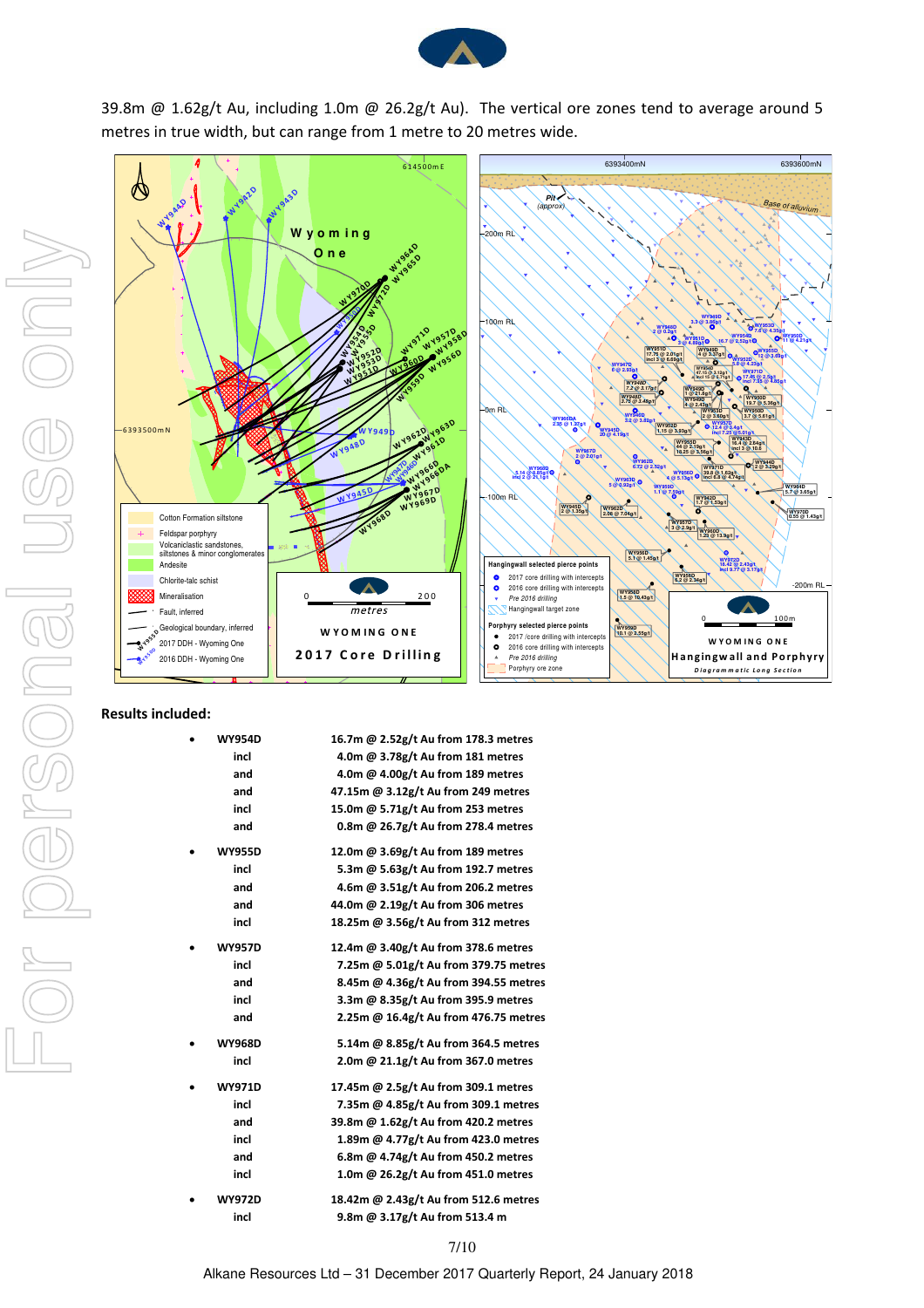39.8m @ 1.62g/t Au, including 1.0m @ 26.2g/t Au). The vertical ore zones tend to average around 5 metres in true width, but can range from 1 metre to 20 metres wide.

**Results included:**

- **WY954D**

| | |
|---|---|
| | **16.7m @ 2.52g/t Au from 178.3 metres** |
| **incl** | **4.0m @ 3.78g/t Au from 181 metres** |
| **and** | **4.0m @ 4.00g/t Au from 189 metres** |
| **and** | **47.15m @ 3.12g/t Au from 249 metres** |
| **incl** | **15.0m @ 5.71g/t Au from 253 metres** |
| **and** | **0.8m @ 26.7g/t Au from 278.4 metres** |

- **WY955D**

| | |
|---|---|
| | **12.0m @ 3.69g/t Au from 189 metres** |
| **incl** | **5.3m @ 5.63g/t Au from 192.7 metres** |
| **and** | **4.6m @ 3.51g/t Au from 206.2 metres** |
| **and** | **44.0m @ 2.19g/t Au from 306 metres** |
| **incl** | **18.25m @ 3.56g/t Au from 312 metres** |

- **WY957D**

| | |
|---|---|
| | **12.4m @ 3.40g/t Au from 378.6 metres** |
| **incl** | **7.25m @ 5.01g/t Au from 379.75 metres** |
| **and** | **8.45m @ 4.36g/t Au from 394.55 metres** |
| **incl** | **3.3m @ 8.35g/t Au from 395.9 metres** |
| **and** | **2.25m @ 16.4g/t Au from 476.75 metres** |

- **WY968D**

| | |
|---|---|
| | **5.14m @ 8.85g/t Au from 364.5 metres** |
| **incl** | **2.0m @ 21.1g/t Au from 367.0 metres** |

- **WY971D**

| | |
|---|---|
| | **17.45m @ 2.5g/t Au from 309.1 metres** |
| **incl** | **7.35m @ 4.85g/t Au from 309.1 metres** |
| **and** | **39.8m @ 1.62g/t Au from 420.2 metres** |
| **incl** | **1.89m @ 4.77g/t Au from 423.0 metres** |
| **and** | **6.8m @ 4.74g/t Au from 450.2 metres** |
| **incl** | **1.0m @ 26.2g/t Au from 451.0 metres** |

- **WY972D**

| | |
|---|---|
| | **18.42m @ 2.43g/t Au from 512.6 metres** |
| **incl** | **9.8m @ 3.17g/t Au from 513.4 m** |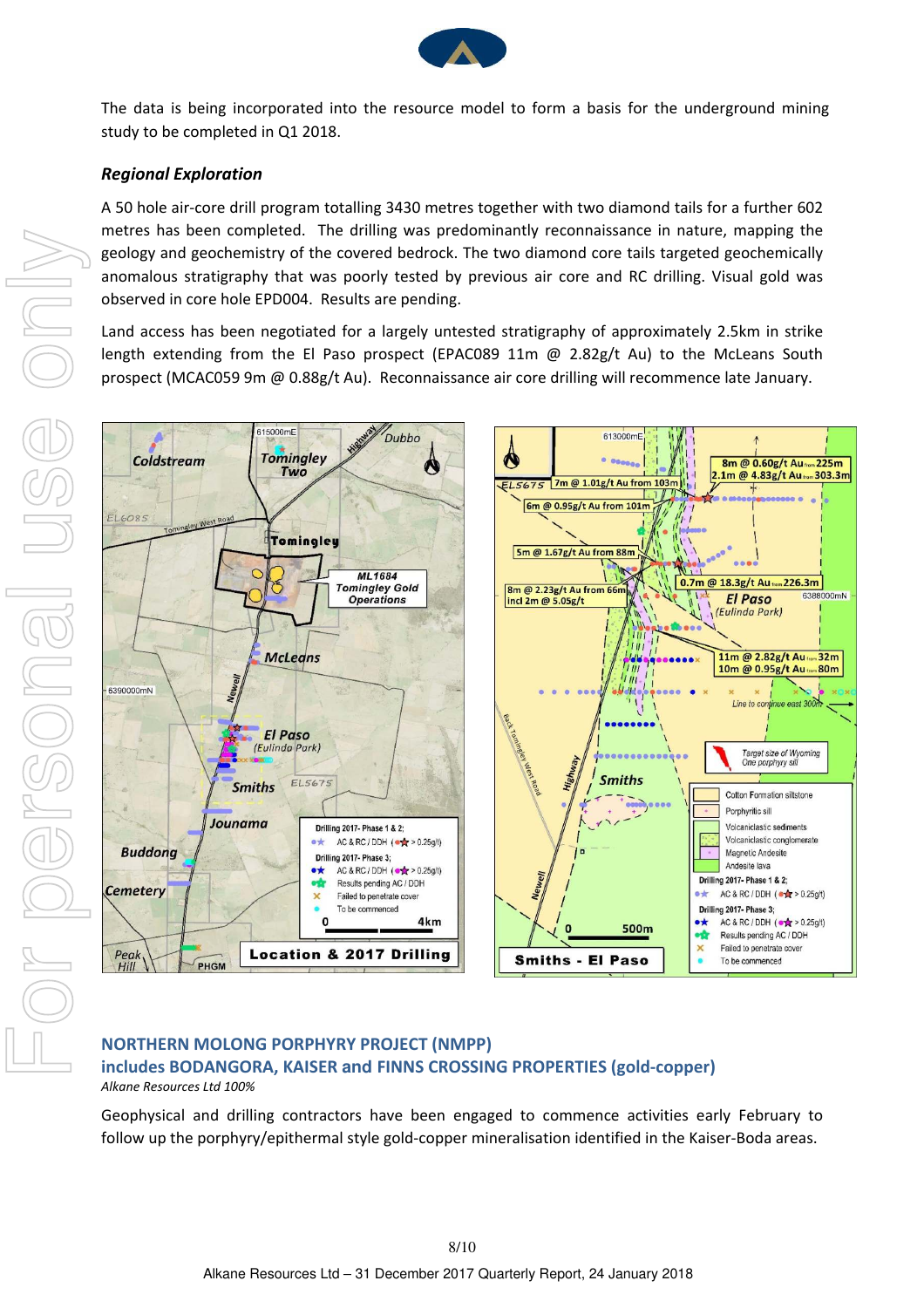The data is being incorporated into the resource model to form a basis for the underground mining study to be completed in Q1 2018.

### *Regional Exploration*

A 50 hole air-core drill program totalling 3430 metres together with two diamond tails for a further 602 metres has been completed. The drilling was predominantly reconnaissance in nature, mapping the geology and geochemistry of the covered bedrock. The two diamond core tails targeted geochemically anomalous stratigraphy that was poorly tested by previous air core and RC drilling. Visual gold was observed in core hole EPD004. Results are pending.

Land access has been negotiated for a largely untested stratigraphy of approximately 2.5km in strike length extending from the El Paso prospect (EPAC089 11m @ 2.82g/t Au) to the McLeans South prospect (MCAC059 9m @ 0.88g/t Au). Reconnaissance air core drilling will recommence late January.

## NORTHERN MOLONG PORPHYRY PROJECT (NMPP)
## includes BODANGORA, KAISER and FINNS CROSSING PROPERTIES (gold-copper)

*Alkane Resources Ltd 100%*

Geophysical and drilling contractors have been engaged to commence activities early February to follow up the porphyry/epithermal style gold-copper mineralisation identified in the Kaiser-Boda areas.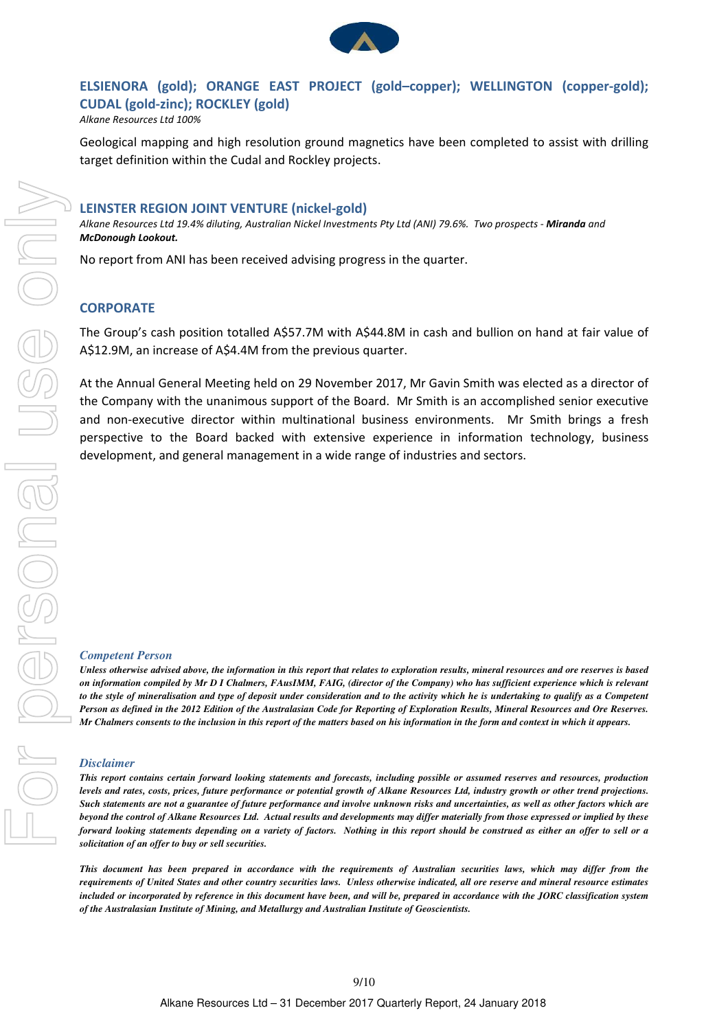## ELSIENORA (gold); ORANGE EAST PROJECT (gold–copper); WELLINGTON (copper-gold); CUDAL (gold-zinc); ROCKLEY (gold)

*Alkane Resources Ltd 100%*

Geological mapping and high resolution ground magnetics have been completed to assist with drilling target definition within the Cudal and Rockley projects.

## LEINSTER REGION JOINT VENTURE (nickel-gold)

*Alkane Resources Ltd 19.4% diluting, Australian Nickel Investments Pty Ltd (ANI) 79.6%. Two prospects - **Miranda** and **McDonough Lookout.***

No report from ANI has been received advising progress in the quarter.

## CORPORATE

The Group's cash position totalled A$57.7M with A$44.8M in cash and bullion on hand at fair value of A$12.9M, an increase of A$4.4M from the previous quarter.

At the Annual General Meeting held on 29 November 2017, Mr Gavin Smith was elected as a director of the Company with the unanimous support of the Board. Mr Smith is an accomplished senior executive and non-executive director within multinational business environments. Mr Smith brings a fresh perspective to the Board backed with extensive experience in information technology, business development, and general management in a wide range of industries and sectors.

### *Competent Person*

***Unless otherwise advised above, the information in this report that relates to exploration results, mineral resources and ore reserves is based on information compiled by Mr D I Chalmers, FAusIMM, FAIG, (director of the Company) who has sufficient experience which is relevant to the style of mineralisation and type of deposit under consideration and to the activity which he is undertaking to qualify as a Competent Person as defined in the 2012 Edition of the Australasian Code for Reporting of Exploration Results, Mineral Resources and Ore Reserves. Mr Chalmers consents to the inclusion in this report of the matters based on his information in the form and context in which it appears.***

### *Disclaimer*

***This report contains certain forward looking statements and forecasts, including possible or assumed reserves and resources, production levels and rates, costs, prices, future performance or potential growth of Alkane Resources Ltd, industry growth or other trend projections. Such statements are not a guarantee of future performance and involve unknown risks and uncertainties, as well as other factors which are beyond the control of Alkane Resources Ltd. Actual results and developments may differ materially from those expressed or implied by these forward looking statements depending on a variety of factors. Nothing in this report should be construed as either an offer to sell or a solicitation of an offer to buy or sell securities.***

***This document has been prepared in accordance with the requirements of Australian securities laws, which may differ from the requirements of United States and other country securities laws. Unless otherwise indicated, all ore reserve and mineral resource estimates included or incorporated by reference in this document have been, and will be, prepared in accordance with the JORC classification system of the Australasian Institute of Mining, and Metallurgy and Australian Institute of Geoscientists.***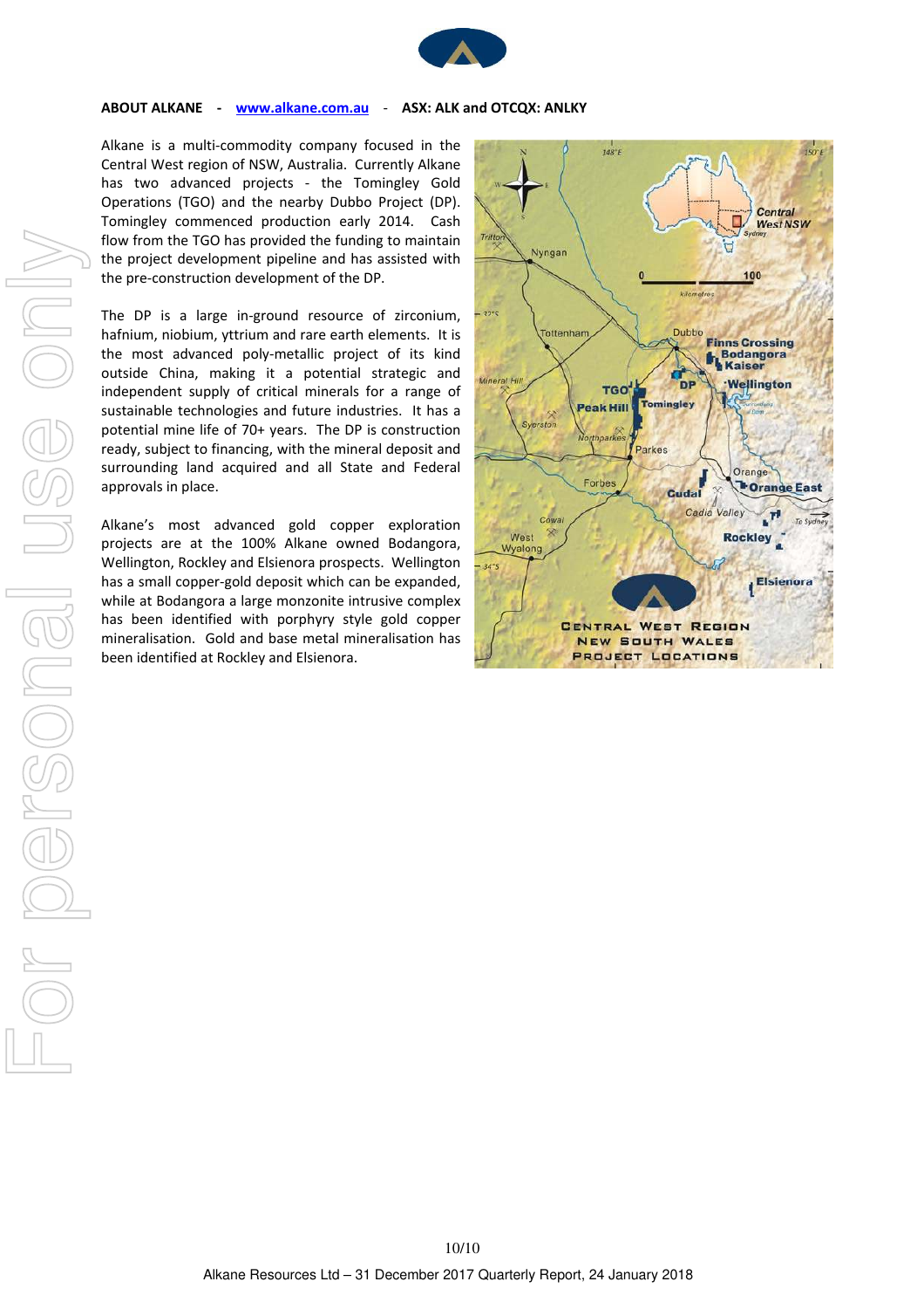**ABOUT ALKANE - www.alkane.com.au - ASX: ALK and OTCQX: ANLKY**

Alkane is a multi-commodity company focused in the Central West region of NSW, Australia. Currently Alkane has two advanced projects - the Tomingley Gold Operations (TGO) and the nearby Dubbo Project (DP). Tomingley commenced production early 2014. Cash flow from the TGO has provided the funding to maintain the project development pipeline and has assisted with the pre-construction development of the DP.

The DP is a large in-ground resource of zirconium, hafnium, niobium, yttrium and rare earth elements. It is the most advanced poly-metallic project of its kind outside China, making it a potential strategic and independent supply of critical minerals for a range of sustainable technologies and future industries. It has a potential mine life of 70+ years. The DP is construction ready, subject to financing, with the mineral deposit and surrounding land acquired and all State and Federal approvals in place.

Alkane's most advanced gold copper exploration projects are at the 100% Alkane owned Bodangora, Wellington, Rockley and Elsienora prospects. Wellington has a small copper-gold deposit which can be expanded, while at Bodangora a large monzonite intrusive complex has been identified with porphyry style gold copper mineralisation. Gold and base metal mineralisation has been identified at Rockley and Elsienora.

Central West NSW
Sydney
0 100
kilometres
148°E
150°E
32°S
34°S
Tritton
Nyngan
Tottenham
Dubbo
Finns Crossing
Bodangora
Kaiser
DP
Wellington
Mineral Hill
TGO
Peak Hill
Tomingley
Syerston
Northparkes
Parkes
Forbes
Cudal
Orange
Orange East
Cadia Valley
To Sydney
Cowal
West Wyalong
Rockley
Elsienora

CENTRAL WEST REGION
NEW SOUTH WALES
PROJECT LOCATIONS

Alkane Resources Ltd – 31 December 2017 Quarterly Report, 24 January 2018